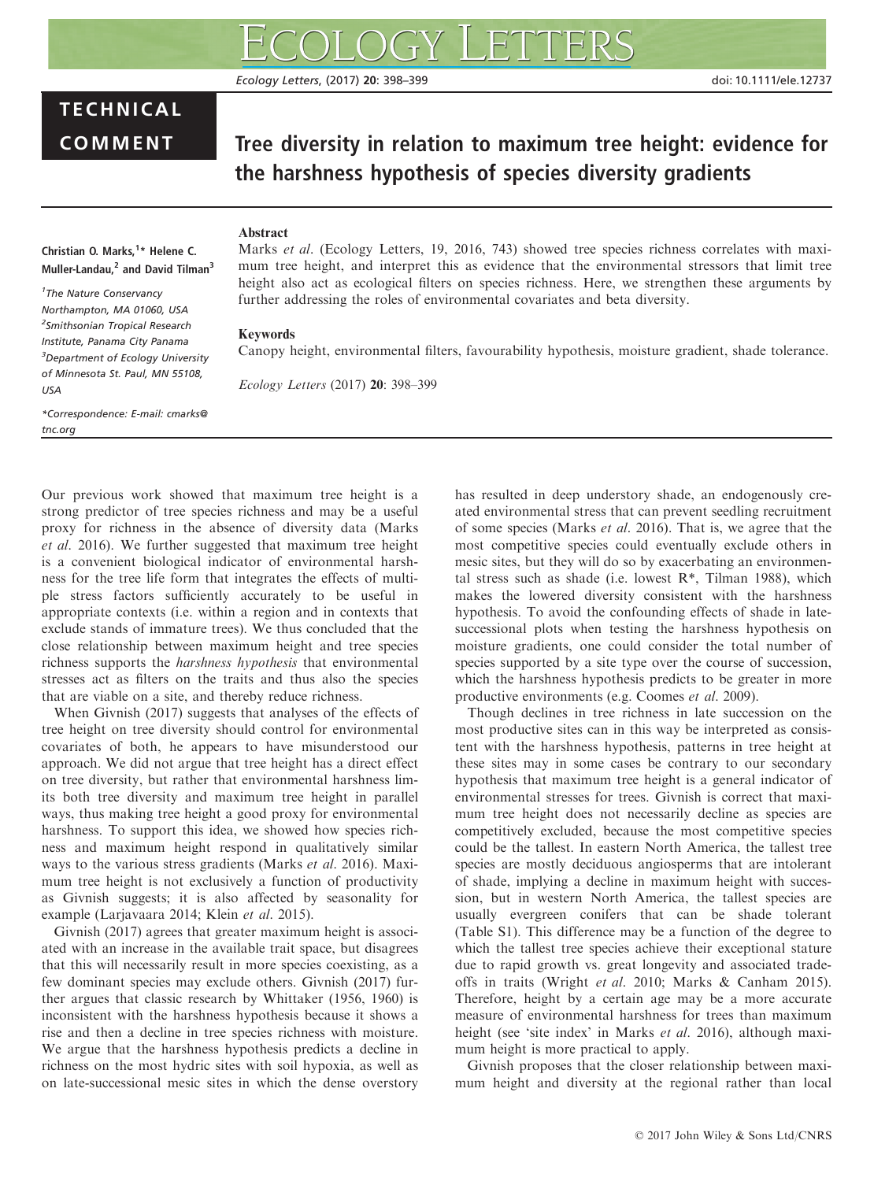**TECHNICAL COMMENT**

# Tree diversity in relation to maximum tree height: evidence for the harshness hypothesis of species diversity gradients

Christian O. Marks,[1]* Helene C. Muller-Landau,[2] and David Tilman[3]

[1]The Nature Conservancy Northampton, MA 01060, USA
[2]Smithsonian Tropical Research Institute, Panama City Panama
[3]Department of Ecology University of Minnesota St. Paul, MN 55108, USA

*Correspondence: E-mail: cmarks@tnc.org

## Abstract

Marks *et al.* (Ecology Letters, 19, 2016, 743) showed tree species richness correlates with maximum tree height, and interpret this as evidence that the environmental stressors that limit tree height also act as ecological filters on species richness. Here, we strengthen these arguments by further addressing the roles of environmental covariates and beta diversity.

## Keywords

Canopy height, environmental filters, favourability hypothesis, moisture gradient, shade tolerance.

*Ecology Letters* (2017) **20**: 398–399

Our previous work showed that maximum tree height is a strong predictor of tree species richness and may be a useful proxy for richness in the absence of diversity data (Marks *et al*. 2016). We further suggested that maximum tree height is a convenient biological indicator of environmental harshness for the tree life form that integrates the effects of multiple stress factors sufficiently accurately to be useful in appropriate contexts (i.e. within a region and in contexts that exclude stands of immature trees). We thus concluded that the close relationship between maximum height and tree species richness supports the *harshness hypothesis* that environmental stresses act as filters on the traits and thus also the species that are viable on a site, and thereby reduce richness.

When Givnish (2017) suggests that analyses of the effects of tree height on tree diversity should control for environmental covariates of both, he appears to have misunderstood our approach. We did not argue that tree height has a direct effect on tree diversity, but rather that environmental harshness limits both tree diversity and maximum tree height in parallel ways, thus making tree height a good proxy for environmental harshness. To support this idea, we showed how species richness and maximum height respond in qualitatively similar ways to the various stress gradients (Marks *et al*. 2016). Maximum tree height is not exclusively a function of productivity as Givnish suggests; it is also affected by seasonality for example (Larjavaara 2014; Klein *et al*. 2015).

Givnish (2017) agrees that greater maximum height is associated with an increase in the available trait space, but disagrees that this will necessarily result in more species coexisting, as a few dominant species may exclude others. Givnish (2017) further argues that classic research by Whittaker (1956, 1960) is inconsistent with the harshness hypothesis because it shows a rise and then a decline in tree species richness with moisture. We argue that the harshness hypothesis predicts a decline in richness on the most hydric sites with soil hypoxia, as well as on late-successional mesic sites in which the dense overstory has resulted in deep understory shade, an endogenously created environmental stress that can prevent seedling recruitment of some species (Marks *et al*. 2016). That is, we agree that the most competitive species could eventually exclude others in mesic sites, but they will do so by exacerbating an environmental stress such as shade (i.e. lowest R*, Tilman 1988), which makes the lowered diversity consistent with the harshness hypothesis. To avoid the confounding effects of shade in late-successional plots when testing the harshness hypothesis on moisture gradients, one could consider the total number of species supported by a site type over the course of succession, which the harshness hypothesis predicts to be greater in more productive environments (e.g. Coomes *et al*. 2009).

Though declines in tree richness in late succession on the most productive sites can in this way be interpreted as consistent with the harshness hypothesis, patterns in tree height at these sites may in some cases be contrary to our secondary hypothesis that maximum tree height is a general indicator of environmental stresses for trees. Givnish is correct that maximum tree height does not necessarily decline as species are competitively excluded, because the most competitive species could be the tallest. In eastern North America, the tallest tree species are mostly deciduous angiosperms that are intolerant of shade, implying a decline in maximum height with succession, but in western North America, the tallest species are usually evergreen conifers that can be shade tolerant (Table S1). This difference may be a function of the degree to which the tallest tree species achieve their exceptional stature due to rapid growth vs. great longevity and associated tradeoffs in traits (Wright *et al*. 2010; Marks & Canham 2015). Therefore, height by a certain age may be a more accurate measure of environmental harshness for trees than maximum height (see 'site index' in Marks *et al*. 2016), although maximum height is more practical to apply.

Givnish proposes that the closer relationship between maximum height and diversity at the regional rather than local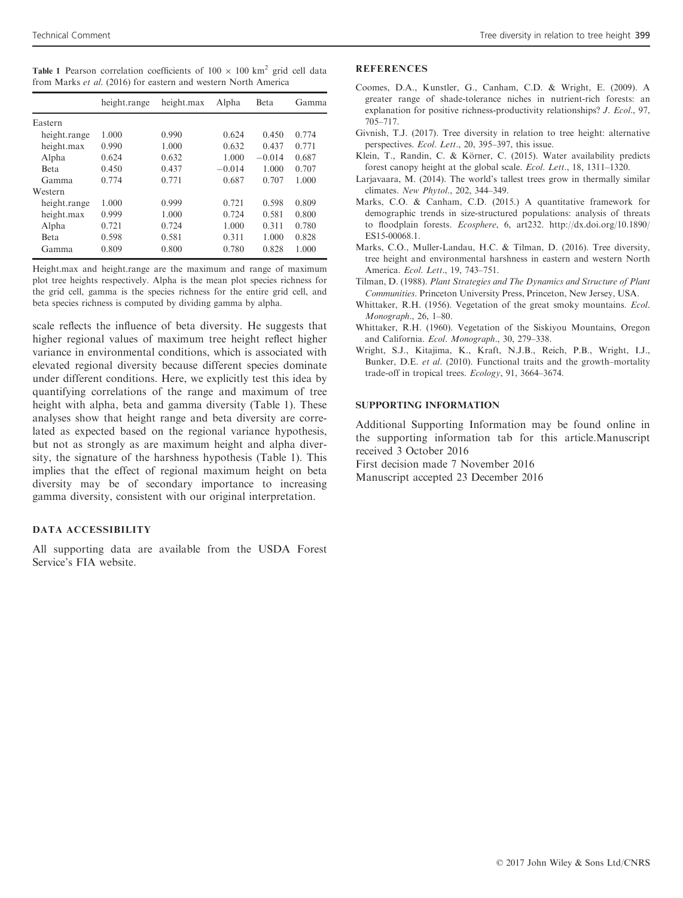**Table 1** Pearson correlation coefficients of $100 \times 100$ km$^2$ grid cell data from Marks *et al.* (2016) for eastern and western North America

| | height.range | height.max | Alpha | Beta | Gamma |
|---|---|---|---|---|---|
| Eastern | | | | | |
| height.range | 1.000 | 0.990 | 0.624 | 0.450 | 0.774 |
| height.max | 0.990 | 1.000 | 0.632 | 0.437 | 0.771 |
| Alpha | 0.624 | 0.632 | 1.000 | −0.014 | 0.687 |
| Beta | 0.450 | 0.437 | −0.014 | 1.000 | 0.707 |
| Gamma | 0.774 | 0.771 | 0.687 | 0.707 | 1.000 |
| Western | | | | | |
| height.range | 1.000 | 0.999 | 0.721 | 0.598 | 0.809 |
| height.max | 0.999 | 1.000 | 0.724 | 0.581 | 0.800 |
| Alpha | 0.721 | 0.724 | 1.000 | 0.311 | 0.780 |
| Beta | 0.598 | 0.581 | 0.311 | 1.000 | 0.828 |
| Gamma | 0.809 | 0.800 | 0.780 | 0.828 | 1.000 |

Height.max and height.range are the maximum and range of maximum plot tree heights respectively. Alpha is the mean plot species richness for the grid cell, gamma is the species richness for the entire grid cell, and beta species richness is computed by dividing gamma by alpha.

scale reflects the influence of beta diversity. He suggests that higher regional values of maximum tree height reflect higher variance in environmental conditions, which is associated with elevated regional diversity because different species dominate under different conditions. Here, we explicitly test this idea by quantifying correlations of the range and maximum of tree height with alpha, beta and gamma diversity (Table 1). These analyses show that height range and beta diversity are correlated as expected based on the regional variance hypothesis, but not as strongly as are maximum height and alpha diversity, the signature of the harshness hypothesis (Table 1). This implies that the effect of regional maximum height on beta diversity may be of secondary importance to increasing gamma diversity, consistent with our original interpretation.

## DATA ACCESSIBILITY

All supporting data are available from the USDA Forest Service's FIA website.

## REFERENCES

Coomes, D.A., Kunstler, G., Canham, C.D. & Wright, E. (2009). A greater range of shade-tolerance niches in nutrient-rich forests: an explanation for positive richness-productivity relationships? *J. Ecol.*, 97, 705–717.

Givnish, T.J. (2017). Tree diversity in relation to tree height: alternative perspectives. *Ecol. Lett.*, 20, 395–397, this issue.

Klein, T., Randin, C. & Körner, C. (2015). Water availability predicts forest canopy height at the global scale. *Ecol. Lett.*, 18, 1311–1320.

Larjavaara, M. (2014). The world's tallest trees grow in thermally similar climates. *New Phytol.*, 202, 344–349.

Marks, C.O. & Canham, C.D. (2015.) A quantitative framework for demographic trends in size-structured populations: analysis of threats to floodplain forests. *Ecosphere*, 6, art232. http://dx.doi.org/10.1890/ES15-00068.1.

Marks, C.O., Muller-Landau, H.C. & Tilman, D. (2016). Tree diversity, tree height and environmental harshness in eastern and western North America. *Ecol. Lett.*, 19, 743–751.

Tilman, D. (1988). *Plant Strategies and The Dynamics and Structure of Plant Communities*. Princeton University Press, Princeton, New Jersey, USA.

Whittaker, R.H. (1956). Vegetation of the great smoky mountains. *Ecol. Monograph.*, 26, 1–80.

Whittaker, R.H. (1960). Vegetation of the Siskiyou Mountains, Oregon and California. *Ecol. Monograph.*, 30, 279–338.

Wright, S.J., Kitajima, K., Kraft, N.J.B., Reich, P.B., Wright, I.J., Bunker, D.E. *et al.* (2010). Functional traits and the growth–mortality trade-off in tropical trees. *Ecology*, 91, 3664–3674.

## SUPPORTING INFORMATION

Additional Supporting Information may be found online in the supporting information tab for this article.Manuscript received 3 October 2016
First decision made 7 November 2016
Manuscript accepted 23 December 2016